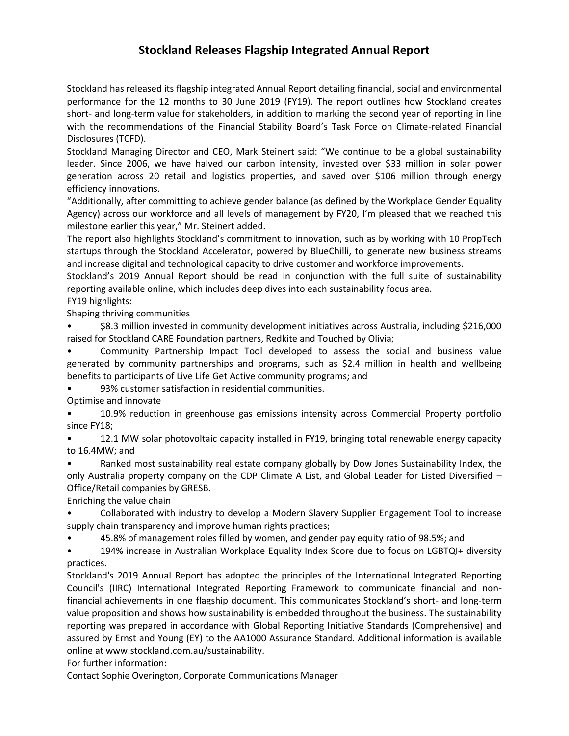# Stockland Releases Flagship Integrated Annual Report

Stockland has released its flagship integrated Annual Report detailing financial, social and environmental performance for the 12 months to 30 June 2019 (FY19). The report outlines how Stockland creates short- and long-term value for stakeholders, in addition to marking the second year of reporting in line with the recommendations of the Financial Stability Board's Task Force on Climate-related Financial Disclosures (TCFD).

Stockland Managing Director and CEO, Mark Steinert said: "We continue to be a global sustainability leader. Since 2006, we have halved our carbon intensity, invested over $33 million in solar power generation across 20 retail and logistics properties, and saved over $106 million through energy efficiency innovations.

"Additionally, after committing to achieve gender balance (as defined by the Workplace Gender Equality Agency) across our workforce and all levels of management by FY20, I'm pleased that we reached this milestone earlier this year," Mr. Steinert added.

The report also highlights Stockland's commitment to innovation, such as by working with 10 PropTech startups through the Stockland Accelerator, powered by BlueChilli, to generate new business streams and increase digital and technological capacity to drive customer and workforce improvements.

Stockland's 2019 Annual Report should be read in conjunction with the full suite of sustainability reporting available online, which includes deep dives into each sustainability focus area.

FY19 highlights:

Shaping thriving communities

- $8.3 million invested in community development initiatives across Australia, including $216,000 raised for Stockland CARE Foundation partners, Redkite and Touched by Olivia;
- Community Partnership Impact Tool developed to assess the social and business value generated by community partnerships and programs, such as $2.4 million in health and wellbeing benefits to participants of Live Life Get Active community programs; and
- 93% customer satisfaction in residential communities.

Optimise and innovate

- 10.9% reduction in greenhouse gas emissions intensity across Commercial Property portfolio since FY18;
- 12.1 MW solar photovoltaic capacity installed in FY19, bringing total renewable energy capacity to 16.4MW; and
- Ranked most sustainability real estate company globally by Dow Jones Sustainability Index, the only Australia property company on the CDP Climate A List, and Global Leader for Listed Diversified – Office/Retail companies by GRESB.

Enriching the value chain

- Collaborated with industry to develop a Modern Slavery Supplier Engagement Tool to increase supply chain transparency and improve human rights practices;
- 45.8% of management roles filled by women, and gender pay equity ratio of 98.5%; and
- 194% increase in Australian Workplace Equality Index Score due to focus on LGBTQI+ diversity practices.

Stockland's 2019 Annual Report has adopted the principles of the International Integrated Reporting Council's (IIRC) International Integrated Reporting Framework to communicate financial and non-financial achievements in one flagship document. This communicates Stockland's short- and long-term value proposition and shows how sustainability is embedded throughout the business. The sustainability reporting was prepared in accordance with Global Reporting Initiative Standards (Comprehensive) and assured by Ernst and Young (EY) to the AA1000 Assurance Standard. Additional information is available online at www.stockland.com.au/sustainability.

For further information:

Contact Sophie Overington, Corporate Communications Manager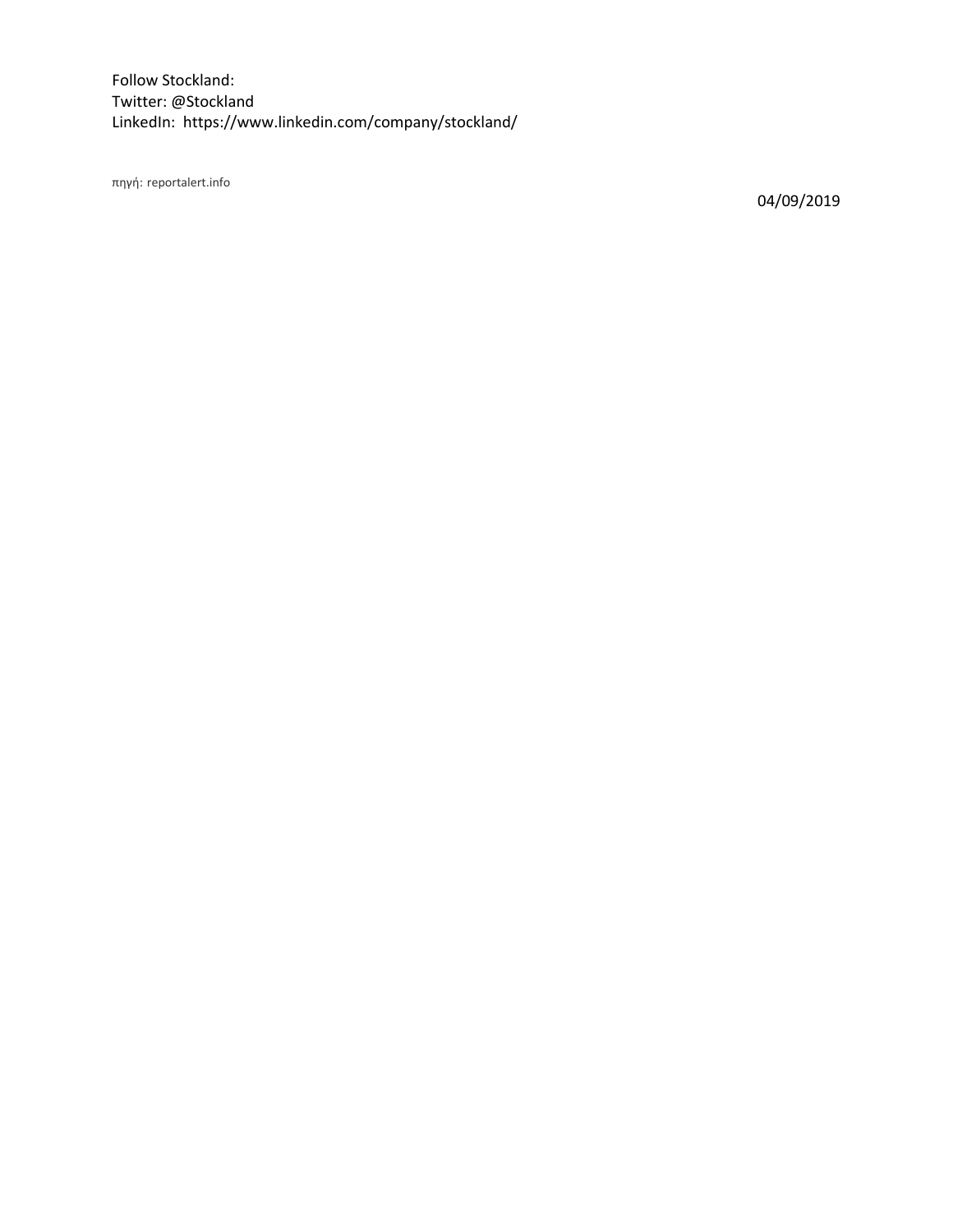Follow Stockland:
Twitter: @Stockland
LinkedIn: https://www.linkedin.com/company/stockland/

πηγή: reportalert.info

04/09/2019